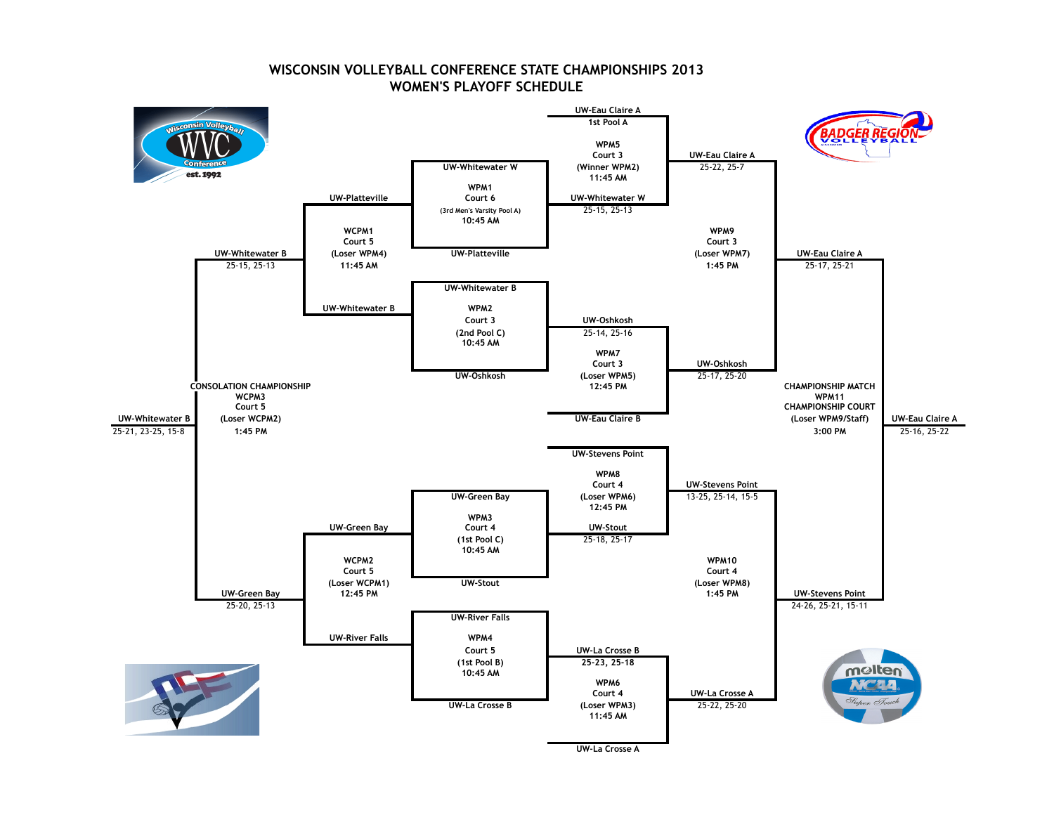# WISCONSIN VOLLEYBALL CONFERENCE STATE CHAMPIONSHIPS 2013

## WOMEN'S PLAYOFF SCHEDULE

### Championship Bracket

| Match | Court | Seeding/Source | Time | Team 1 | Team 2 | Winner | Score |
|---|---|---|---|---|---|---|---|
| WPM1 | Court 6 | (3rd Men's Varsity Pool A) | 10:45 AM | UW-Whitewater W | UW-Platteville | UW-Whitewater W | 25-15, 25-13 |
| WPM2 | Court 3 | (2nd Pool C) | 10:45 AM | UW-Whitewater B | UW-Oshkosh | UW-Oshkosh | 25-14, 25-16 |
| WPM3 | Court 4 | (1st Pool C) | 10:45 AM | UW-Green Bay | UW-Stout | UW-Stout | 25-18, 25-17 |
| WPM4 | Court 5 | (1st Pool B) | 10:45 AM | UW-River Falls | UW-La Crosse B | UW-La Crosse B | 25-23, 25-18 |
| WPM5 | Court 3 | (Winner WPM2) | 11:45 AM | UW-Eau Claire A (1st Pool A) | UW-Whitewater W | UW-Eau Claire A | 25-22, 25-7 |
| WPM6 | Court 4 | (Loser WPM3) | 11:45 AM | UW-La Crosse B | UW-La Crosse A | UW-La Crosse A | 25-22, 25-20 |
| WPM7 | Court 3 | (Loser WPM5) | 12:45 PM | UW-Oshkosh | UW-Eau Claire B | UW-Oshkosh | 25-17, 25-20 |
| WPM8 | Court 4 | (Loser WPM6) | 12:45 PM | UW-Stevens Point | UW-Stout | UW-Stevens Point | 13-25, 25-14, 15-5 |
| WPM9 | Court 3 | (Loser WPM7) | 1:45 PM | UW-Eau Claire A | UW-Oshkosh | UW-Eau Claire A | 25-17, 25-21 |
| WPM10 | Court 4 | (Loser WPM8) | 1:45 PM | UW-Stevens Point | UW-La Crosse A | UW-Stevens Point | 24-26, 25-21, 15-11 |
| CHAMPIONSHIP MATCH WPM11 | CHAMPIONSHIP COURT | (Loser WPM9/Staff) | 3:00 PM | UW-Eau Claire A | UW-Stevens Point | UW-Eau Claire A | 25-16, 25-22 |

### Consolation Bracket

| Match | Court | Seeding/Source | Time | Team 1 | Team 2 | Winner | Score |
|---|---|---|---|---|---|---|---|
| WCPM1 | Court 5 | (Loser WPM4) | 11:45 AM | UW-Platteville | UW-Whitewater B | UW-Whitewater B | 25-15, 25-13 |
| WCPM2 | Court 5 | (Loser WCPM1) | 12:45 PM | UW-Green Bay | UW-River Falls | UW-Green Bay | 25-20, 25-13 |
| CONSOLATION CHAMPIONSHIP WCPM3 | Court 5 | (Loser WCPM2) | 1:45 PM | UW-Whitewater B | UW-Green Bay | UW-Whitewater B | 25-21, 23-25, 15-8 |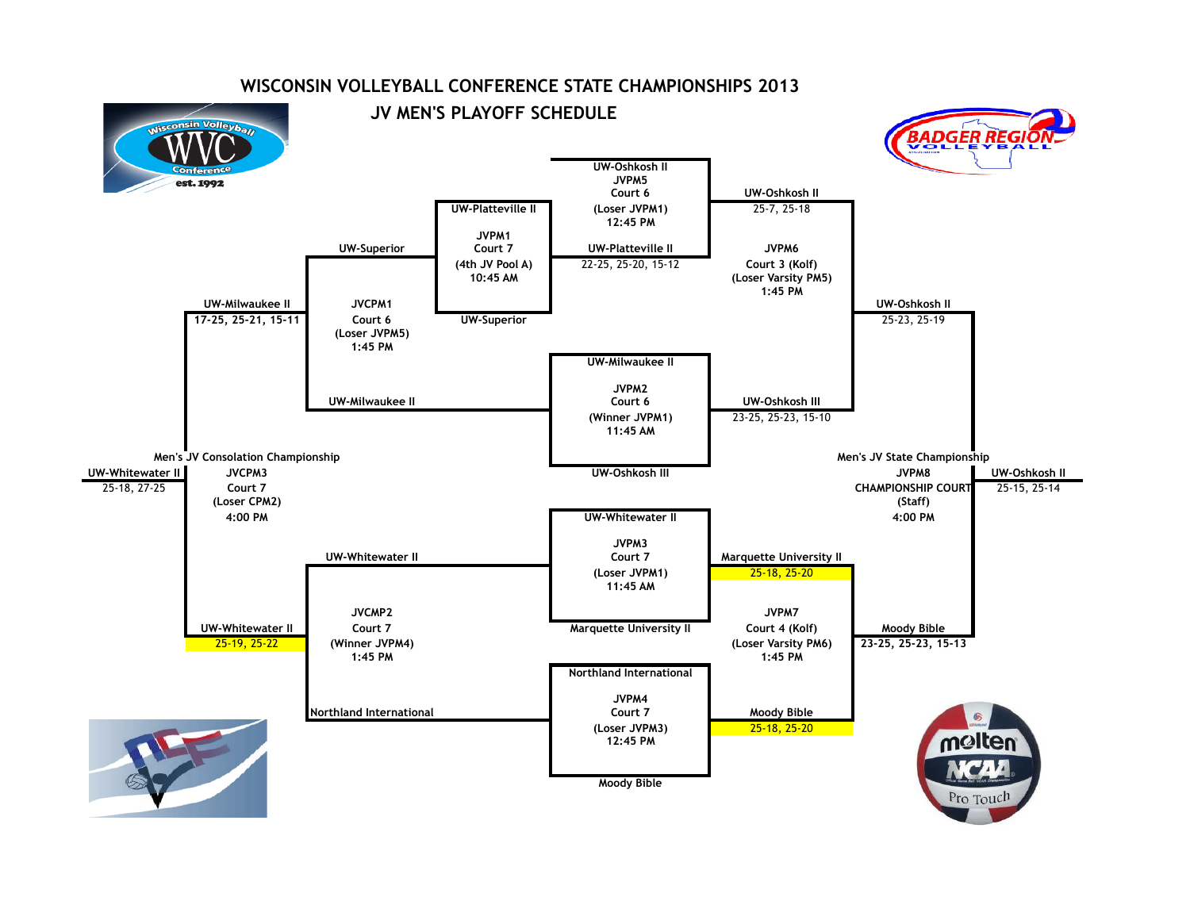# WISCONSIN VOLLEYBALL CONFERENCE STATE CHAMPIONSHIPS 2013

## JV MEN'S PLAYOFF SCHEDULE

**JVPM1** – Court 7 – (4th JV Pool A) – 10:45 AM
- UW-Platteville II
- UW-Superior

**JVPM2** – Court 6 – (Winner JVPM1) – 11:45 AM
- UW-Milwaukee II
- UW-Oshkosh III

**JVPM3** – Court 7 – (Loser JVPM1) – 11:45 AM
- UW-Whitewater II
- Marquette University II

**JVPM4** – Court 7 – (Loser JVPM3) – 12:45 PM
- Northland International
- Moody Bible

**JVPM5** – Court 6 – (Loser JVPM1) – 12:45 PM
- UW-Oshkosh II
- UW-Platteville II — 22-25, 25-20, 15-12

**JVPM6** – Court 3 (Kolf) – (Loser Varsity PM5) – 1:45 PM
- UW-Oshkosh II — 25-7, 25-18
- UW-Oshkosh III — 23-25, 25-23, 15-10

**JVPM7** – Court 4 (Kolf) – (Loser Varsity PM6) – 1:45 PM
- Marquette University II — 25-18, 25-20
- Moody Bible — 25-18, 25-20

**JVCPM1** – Court 6 – (Loser JVPM5) – 1:45 PM
- UW-Superior
- UW-Milwaukee II

**JVCMP2** – Court 7 – (Winner JVPM4) – 1:45 PM
- UW-Whitewater II
- Northland International

**Men's JV Consolation Championship**
**JVCPM3** – Court 7 – (Loser CPM2) – 4:00 PM
- UW-Milwaukee II — 17-25, 25-21, 15-11
- UW-Whitewater II — 25-19, 25-22
- Winner: UW-Whitewater II — 25-18, 27-25

**Men's JV State Championship**
**JVPM8** – CHAMPIONSHIP COURT – (Staff) – 4:00 PM
- UW-Oshkosh II — 25-23, 25-19
- Moody Bible — 23-25, 25-23, 15-13
- Winner: UW-Oshkosh II — 25-15, 25-14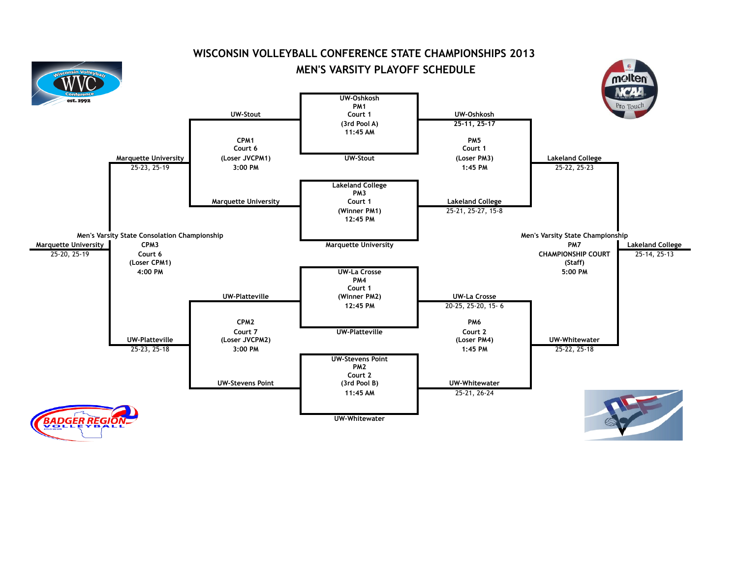# WISCONSIN VOLLEYBALL CONFERENCE STATE CHAMPIONSHIPS 2013

## MEN'S VARSITY PLAYOFF SCHEDULE

**PM1** – Court 1 – (3rd Pool A) – 11:45 AM
- UW-Oshkosh vs. UW-Stout
- Winner: UW-Oshkosh

**PM2** – Court 2 – (3rd Pool B) – 11:45 AM
- UW-Stevens Point vs. UW-Whitewater
- Winner: UW-Whitewater

**PM3** – Court 1 – (Winner PM1) – 12:45 PM
- Lakeland College vs. Marquette University
- Winner: Lakeland College – 25-21, 25-27, 15-8

**PM4** – Court 1 – (Winner PM2) – 12:45 PM
- UW-La Crosse vs. UW-Platteville
- Winner: UW-La Crosse – 20-25, 25-20, 15- 6

**PM5** – Court 1 – (Loser PM3) – 1:45 PM
- UW-Oshkosh (25-11, 25-17) vs. Lakeland College (25-21, 25-27, 15-8)
- Winner: Lakeland College – 25-22, 25-23

**PM6** – Court 2 – (Loser PM4) – 1:45 PM
- UW-La Crosse (20-25, 25-20, 15- 6) vs. UW-Whitewater (25-21, 26-24)
- Winner: UW-Whitewater – 25-22, 25-18

**CPM1** – Court 6 – (Loser JVCPM1) – 3:00 PM
- UW-Stout vs. Marquette University
- Winner: Marquette University – 25-23, 25-19

**CPM2** – Court 7 – (Loser JVCPM2) – 3:00 PM
- UW-Platteville vs. UW-Stevens Point
- Winner: UW-Platteville – 25-23, 25-18

**Men's Varsity State Consolation Championship**

**CPM3** – Court 6 – (Loser CPM1) – 4:00 PM
- Marquette University vs. UW-Platteville
- Winner: Marquette University – 25-20, 25-19

**Men's Varsity State Championship**

**PM7** – CHAMPIONSHIP COURT – (Staff) – 5:00 PM
- Lakeland College vs. UW-Whitewater
- Winner: Lakeland College – 25-14, 25-13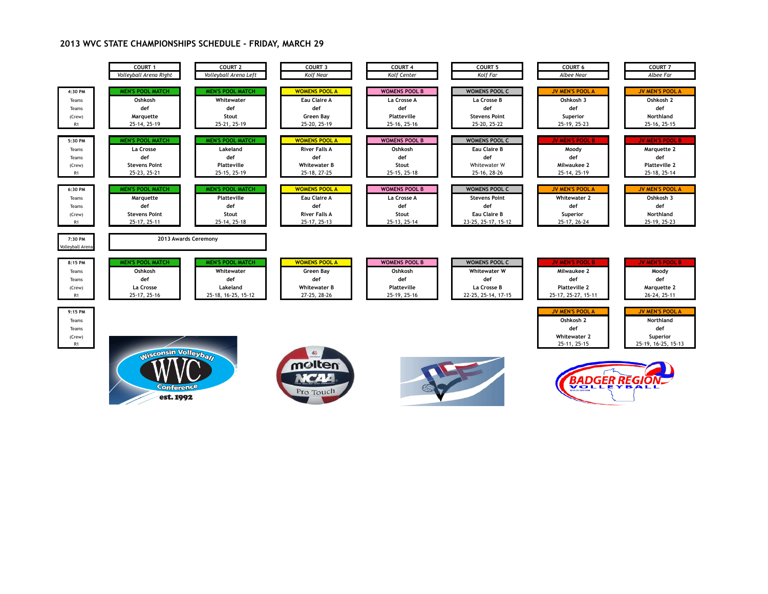## 2013 WVC STATE CHAMPIONSHIPS SCHEDULE - FRIDAY, MARCH 29

| | COURT 1<br>*Volleyball Arena Right* | COURT 2<br>*Volleyball Arena Left* | COURT 3<br>*Kolf Near* | COURT 4<br>*Kolf Center* | COURT 5<br>*Kolf Far* | COURT 6<br>*Albee Near* | COURT 7<br>*Albee Far* |
|---|---|---|---|---|---|---|---|
| **4:30 PM** | MEN'S POOL MATCH | MEN'S POOL MATCH | WOMENS POOL A | WOMENS POOL B | WOMENS POOL C | JV MEN'S POOL A | JV MEN'S POOL A |
| Teams | Oshkosh | Whitewater | Eau Claire A | La Crosse A | La Crosse B | Oshkosh 3 | Oshkosh 2 |
| Teams | def | def | def | def | def | def | def |
| (Crew) | Marquette | Stout | Green Bay | Platteville | Stevens Point | Superior | Northland |
| R1 | 25-14, 25-19 | 25-21, 25-19 | 25-20, 25-19 | 25-16, 25-16 | 25-20, 25-22 | 25-19, 25-23 | 25-16, 25-15 |
| **5:30 PM** | MEN'S POOL MATCH | MEN'S POOL MATCH | WOMENS POOL A | WOMENS POOL B | WOMENS POOL C | JV MEN'S POOL B | JV MEN'S POOL B |
| Teams | La Crosse | Lakeland | River Falls A | Oshkosh | Eau Claire B | Moody | Marquette 2 |
| Teams | def | def | def | def | def | def | def |
| (Crew) | Stevens Point | Platteville | Whitewater B | Stout | Whitewater W | Milwaukee 2 | Platteville 2 |
| R1 | 25-23, 25-21 | 25-15, 25-19 | 25-18, 27-25 | 25-15, 25-18 | 25-16, 28-26 | 25-14, 25-19 | 25-18, 25-14 |
| **6:30 PM** | MEN'S POOL MATCH | MEN'S POOL MATCH | WOMENS POOL A | WOMENS POOL B | WOMENS POOL C | JV MEN'S POOL A | JV MEN'S POOL A |
| Teams | Marquette | Platteville | Eau Claire A | La Crosse A | Stevens Point | Whitewater 2 | Oshkosh 3 |
| Teams | def | def | def | def | def | def | def |
| (Crew) | Stevens Point | Stout | River Falls A | Stout | Eau Claire B | Superior | Northland |
| R1 | 25-17, 25-11 | 25-14, 25-18 | 25-17, 25-13 | 25-13, 25-14 | 23-25, 25-17, 15-12 | 25-17, 26-24 | 25-19, 25-23 |
| **7:30 PM**<br>Volleyball Arena | 2013 Awards Ceremony | | | | | | |
| **8:15 PM** | MEN'S POOL MATCH | MEN'S POOL MATCH | WOMENS POOL A | WOMENS POOL B | WOMENS POOL C | JV MEN'S POOL B | JV MEN'S POOL B |
| Teams | Oshkosh | Whitewater | Green Bay | Oshkosh | Whitewater W | Milwaukee 2 | Moody |
| Teams | def | def | def | def | def | def | def |
| (Crew) | La Crosse | Lakeland | Whitewater B | Platteville | La Crosse B | Platteville 2 | Marquette 2 |
| R1 | 25-17, 25-16 | 25-18, 16-25, 15-12 | 27-25, 28-26 | 25-19, 25-16 | 22-25, 25-14, 17-15 | 25-17, 25-27, 15-11 | 26-24, 25-11 |
| **9:15 PM** | | | | | | JV MEN'S POOL A | JV MEN'S POOL A |
| Teams | | | | | | Oshkosh 2 | Northland |
| Teams | | | | | | def | def |
| (Crew) | | | | | | Whitewater 2 | Superior |
| R1 | | | | | | 25-11, 25-15 | 25-19, 16-25, 15-13 |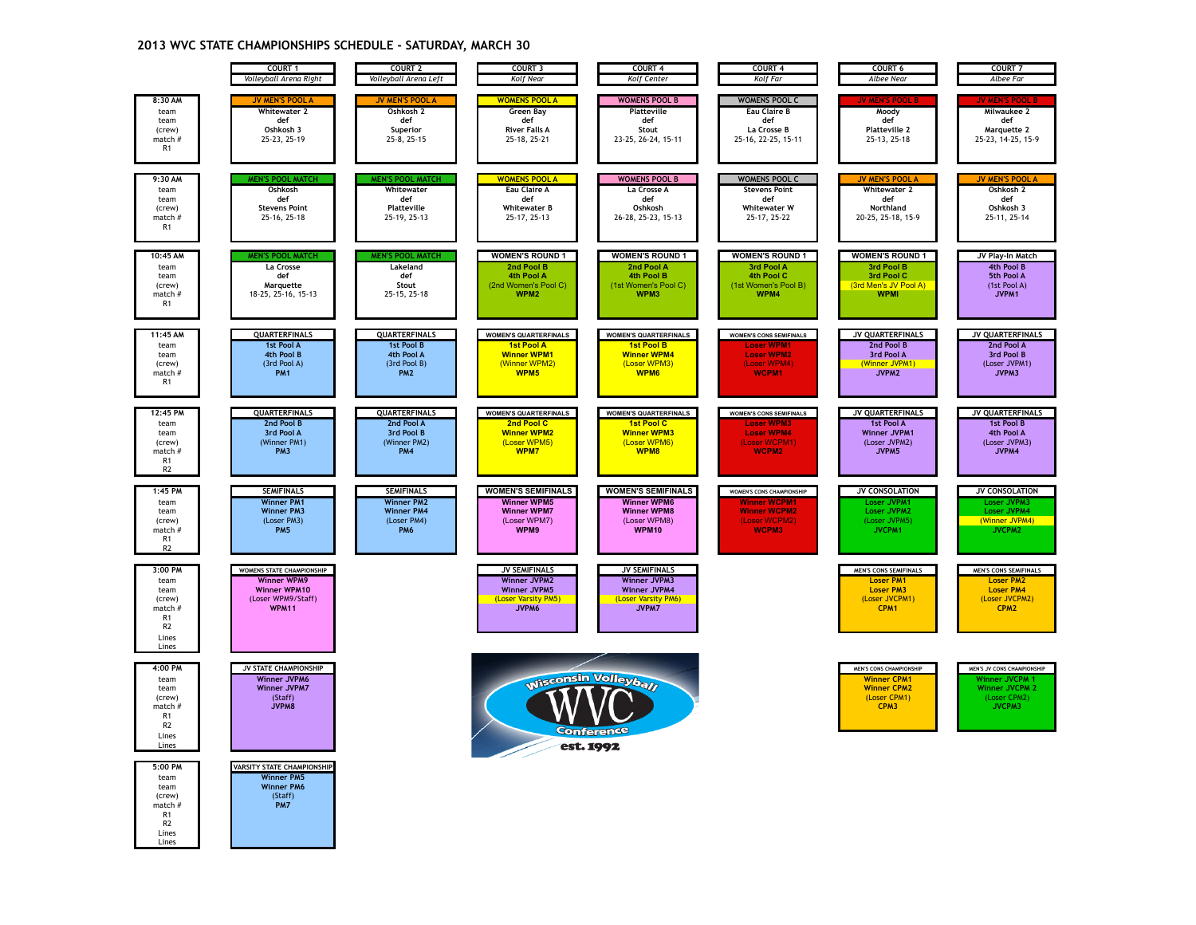# 2013 WVC STATE CHAMPIONSHIPS SCHEDULE - SATURDAY, MARCH 30

| | COURT 1 *Volleyball Arena Right* | COURT 2 *Volleyball Arena Left* | COURT 3 *Kolf Near* | COURT 4 *Kolf Center* | COURT 4 *Kolf Far* | COURT 6 *Albee Near* | COURT 7 *Albee Far* |
|---|---|---|---|---|---|---|---|
| 8:30 AM team team (crew) match # R1 | JV MEN'S POOL A Whitewater 2 def Oshkosh 3 25-23, 25-19 | JV MEN'S POOL A Oshkosh 2 def Superior 25-8, 25-15 | WOMENS POOL A Green Bay def River Falls A 25-18, 25-21 | WOMENS POOL B Platteville def Stout 23-25, 26-24, 15-11 | WOMENS POOL C Eau Claire B def La Crosse B 25-16, 22-25, 15-11 | JV MEN'S POOL B Moody def Platteville 2 25-13, 25-18 | JV MEN'S POOL B Milwaukee 2 def Marquette 2 25-23, 14-25, 15-9 |
| 9:30 AM team team (crew) match # R1 | MEN'S POOL MATCH Oshkosh def Stevens Point 25-16, 25-18 | MEN'S POOL MATCH Whitewater def Platteville 25-19, 25-13 | WOMENS POOL A Eau Claire A def Whitewater B 25-17, 25-13 | WOMENS POOL B La Crosse A def Oshkosh 26-28, 25-23, 15-13 | WOMENS POOL C Stevens Point def Whitewater W 25-17, 25-22 | JV MEN'S POOL A Whitewater 2 def Northland 20-25, 25-18, 15-9 | JV MEN'S POOL A Oshkosh 2 def Oshkosh 3 25-11, 25-14 |
| 10:45 AM team team (crew) match # R1 | MEN'S POOL MATCH La Crosse def Marquette 18-25, 25-16, 15-13 | MEN'S POOL MATCH Lakeland def Stout 25-15, 25-18 | WOMEN'S ROUND 1 2nd Pool B 4th Pool A (2nd Women's Pool C) WPM2 | WOMEN'S ROUND 1 2nd Pool A 4th Pool B (1st Women's Pool C) WPM3 | WOMEN'S ROUND 1 3rd Pool A 4th Pool C (1st Women's Pool B) WPM4 | WOMEN'S ROUND 1 3rd Pool B 3rd Pool C (3rd Men's JV Pool A) WPMI | JV Play-In Match 4th Pool B 5th Pool A (1st Pool A) JVPM1 |
| 11:45 AM team team (crew) match # R1 | QUARTERFINALS 1st Pool A 4th Pool B (3rd Pool A) PM1 | QUARTERFINALS 1st Pool B 4th Pool A (3rd Pool B) PM2 | WOMEN'S QUARTERFINALS 1st Pool A Winner WPM1 (Winner WPM2) WPM5 | WOMEN'S QUARTERFINALS 1st Pool B Winner WPM4 (Loser WPM3) WPM6 | WOMEN'S CONS SEMIFINALS Loser WPM1 Loser WPM2 (Loser WPM4) WCPM1 | JV QUARTERFINALS 2nd Pool B 3rd Pool A (Winner JVPM1) JVPM2 | JV QUARTERFINALS 2nd Pool A 3rd Pool B (Loser JVPM1) JVPM3 |
| 12:45 PM team team (crew) match # R1 R2 | QUARTERFINALS 2nd Pool B 3rd Pool A (Winner PM1) PM3 | QUARTERFINALS 2nd Pool A 3rd Pool B (Winner PM2) PM4 | WOMEN'S QUARTERFINALS 2nd Pool C Winner WPM2 (Loser WPM5) WPM7 | WOMEN'S QUARTERFINALS 1st Pool C Winner WPM3 (Loser WPM6) WPM8 | WOMEN'S CONS SEMIFINALS Loser WPM3 Loser WPM4 (Loser WCPM1) WCPM2 | JV QUARTERFINALS 1st Pool A Winner JVPM1 (Loser JVPM2) JVPM5 | JV QUARTERFINALS 1st Pool B 4th Pool A (Loser JVPM3) JVPM4 |
| 1:45 PM team team (crew) match # R1 R2 | SEMIFINALS Winner PM1 Winner PM3 (Loser PM3) PM5 | SEMIFINALS Winner PM2 Winner PM4 (Loser PM4) PM6 | WOMEN'S SEMIFINALS Winner WPM5 Winner WPM7 (Loser WPM7) WPM9 | WOMEN'S SEMIFINALS Winner WPM6 Winner WPM8 (Loser WPM8) WPM10 | WOMEN'S CONS CHAMPIONSHIP Winner WCPM1 Winner WCPM2 (Loser WCPM2) WCPM3 | JV CONSOLATION Loser JVPM1 Loser JVPM2 (Loser JVPM5) JVCPM1 | JV CONSOLATION Loser JVPM3 Loser JVPM4 (Winner JVPM4) JVCPM2 |
| 3:00 PM team team (crew) match # R1 R2 Lines Lines | WOMENS STATE CHAMPIONSHIP Winner WPM9 Winner WPM10 (Loser WPM9/Staff) WPM11 | | JV SEMIFINALS Winner JVPM2 Winner JVPM5 (Loser Varsity PM5) JVPM6 | JV SEMIFINALS Winner JVPM3 Winner JVPM4 (Loser Varsity PM6) JVPM7 | | MEN'S CONS SEMIFINALS Loser PM1 Loser PM3 (Loser JVCPM1) CPM1 | MEN'S CONS SEMIFINALS Loser PM2 Loser PM4 (Loser JVCPM2) CPM2 |
| 4:00 PM team team (crew) match # R1 R2 Lines Lines | JV STATE CHAMPIONSHIP Winner JVPM6 Winner JVPM7 (Staff) JVPM8 | | | | | MEN'S CONS CHAMPIONSHIP Winner CPM1 Winner CPM2 (Loser CPM1) CPM3 | MEN'S JV CONS CHAMPIONSHIP Winner JVCPM 1 Winner JVCPM 2 (Loser CPM2) JVCPM3 |
| 5:00 PM team team (crew) match # R1 R2 Lines Lines | VARSITY STATE CHAMPIONSHIP Winner PM5 Winner PM6 (Staff) PM7 | | | | | | |

Wisconsin Volleyball WVC Conference est. 1992